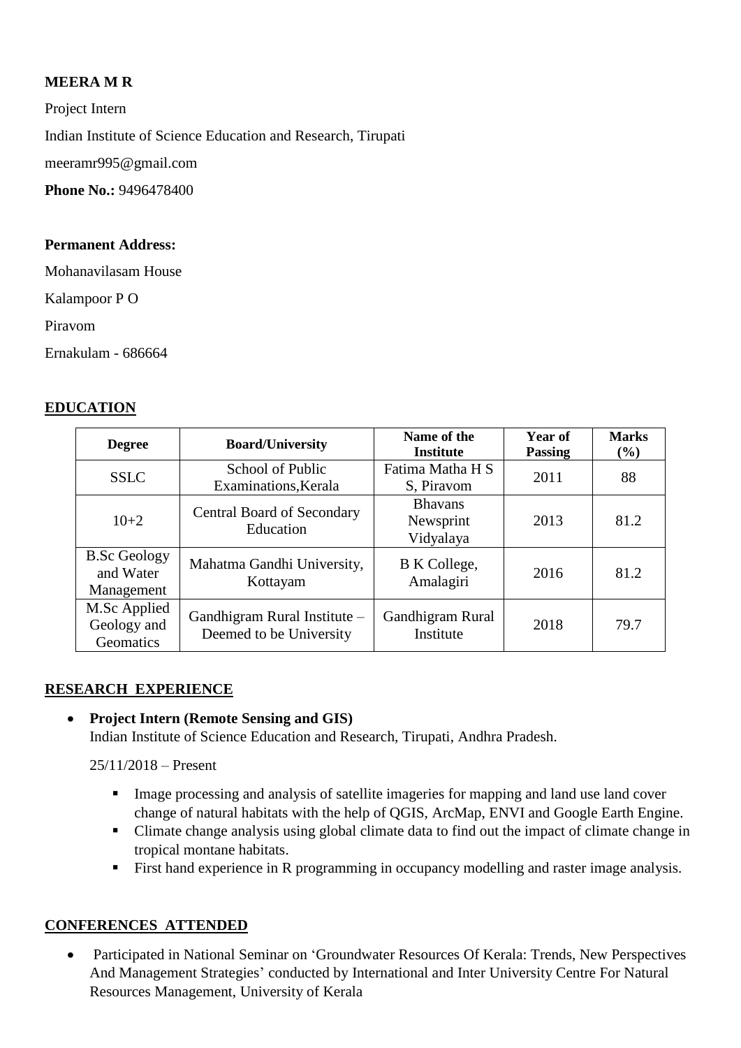**MEERA M R**

Project Intern

Indian Institute of Science Education and Research, Tirupati

meeramr995@gmail.com

**Phone No.:** 9496478400

**Permanent Address:**

Mohanavilasam House

Kalampoor P O

Piravom

Ernakulam - 686664

## EDUCATION

| Degree | Board/University | Name of the Institute | Year of Passing | Marks (%) |
|---|---|---|---|---|
| SSLC | School of Public Examinations,Kerala | Fatima Matha H S S, Piravom | 2011 | 88 |
| 10+2 | Central Board of Secondary Education | Bhavans Newsprint Vidyalaya | 2013 | 81.2 |
| B.Sc Geology and Water Management | Mahatma Gandhi University, Kottayam | B K College, Amalagiri | 2016 | 81.2 |
| M.Sc Applied Geology and Geomatics | Gandhigram Rural Institute – Deemed to be University | Gandhigram Rural Institute | 2018 | 79.7 |

## RESEARCH EXPERIENCE

- **Project Intern (Remote Sensing and GIS)**
  Indian Institute of Science Education and Research, Tirupati, Andhra Pradesh.

  25/11/2018 – Present

  - Image processing and analysis of satellite imageries for mapping and land use land cover change of natural habitats with the help of QGIS, ArcMap, ENVI and Google Earth Engine.
  - Climate change analysis using global climate data to find out the impact of climate change in tropical montane habitats.
  - First hand experience in R programming in occupancy modelling and raster image analysis.

## CONFERENCES ATTENDED

- Participated in National Seminar on 'Groundwater Resources Of Kerala: Trends, New Perspectives And Management Strategies' conducted by International and Inter University Centre For Natural Resources Management, University of Kerala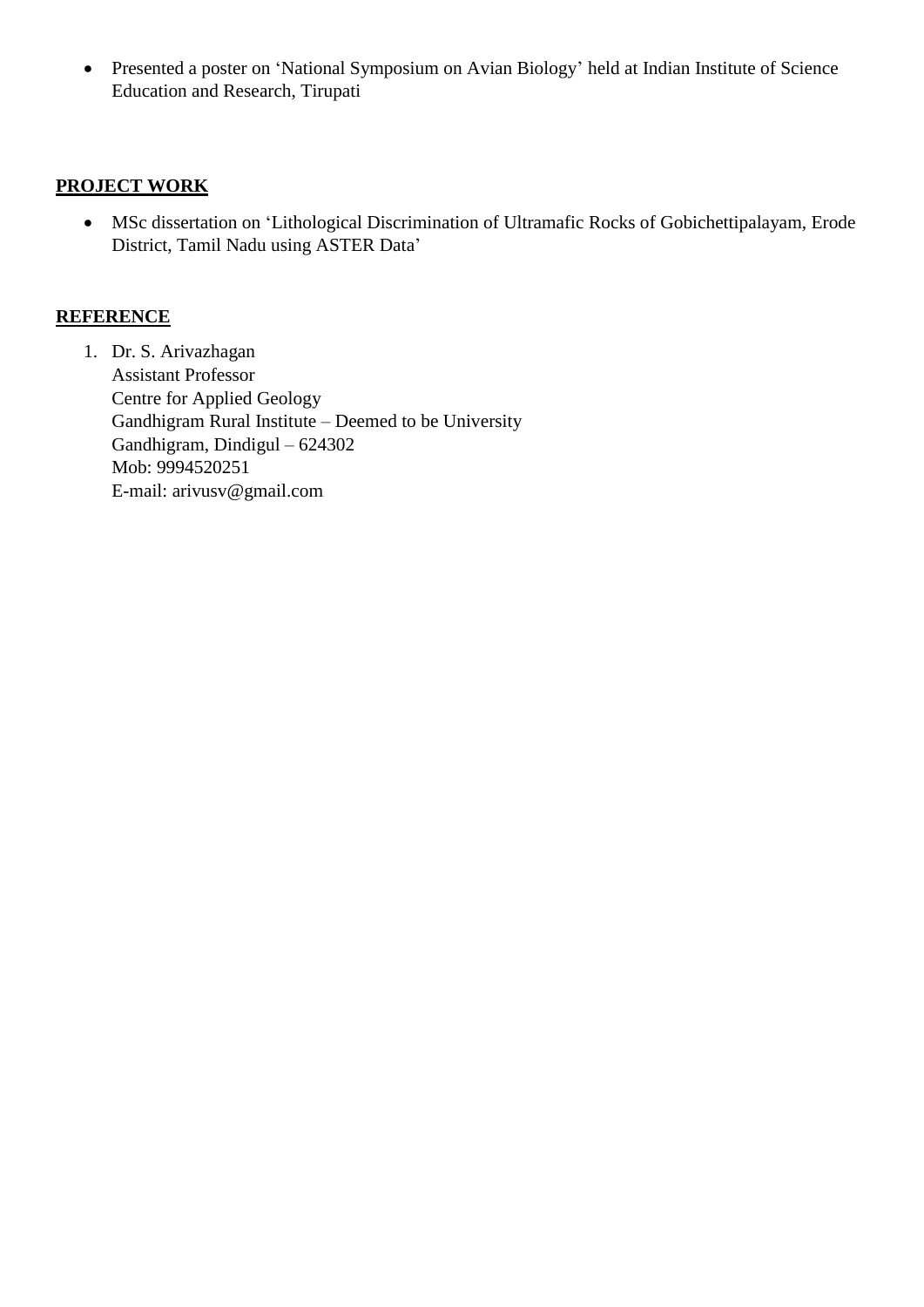- Presented a poster on 'National Symposium on Avian Biology' held at Indian Institute of Science Education and Research, Tirupati

## PROJECT WORK

- MSc dissertation on 'Lithological Discrimination of Ultramafic Rocks of Gobichettipalayam, Erode District, Tamil Nadu using ASTER Data'

## REFERENCE

1. Dr. S. Arivazhagan
   Assistant Professor
   Centre for Applied Geology
   Gandhigram Rural Institute – Deemed to be University
   Gandhigram, Dindigul – 624302
   Mob: 9994520251
   E-mail: arivusv@gmail.com